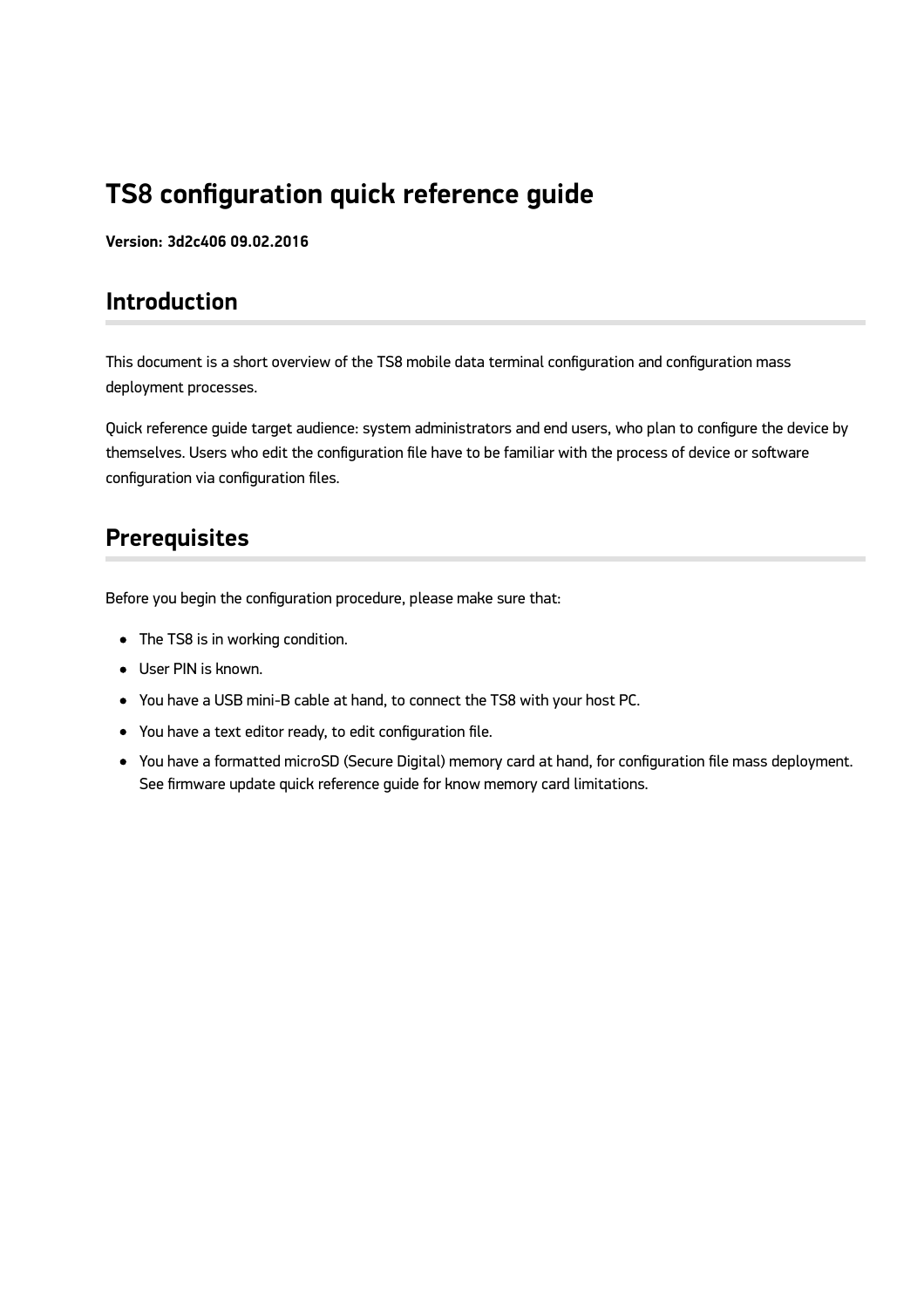# TS8 configuration quick reference guide

**Version: 3d2c406 09.02.2016**

## Introduction

This document is a short overview of the TS8 mobile data terminal configuration and configuration mass deployment processes.

Quick reference guide target audience: system administrators and end users, who plan to configure the device by themselves. Users who edit the configuration file have to be familiar with the process of device or software configuration via configuration files.

## Prerequisites

Before you begin the configuration procedure, please make sure that:

- The TS8 is in working condition.
- User PIN is known.
- You have a USB mini-B cable at hand, to connect the TS8 with your host PC.
- You have a text editor ready, to edit configuration file.
- You have a formatted microSD (Secure Digital) memory card at hand, for configuration file mass deployment. See firmware update quick reference guide for know memory card limitations.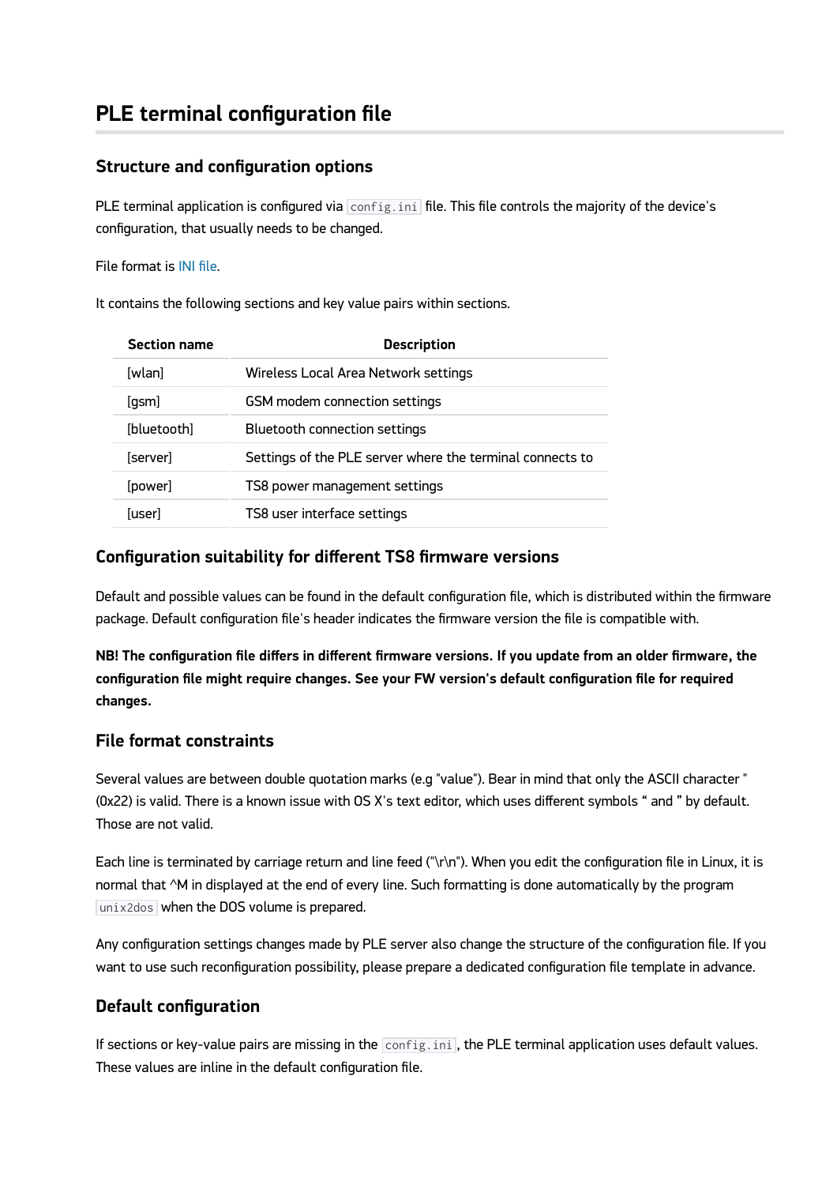# PLE terminal configuration file

## Structure and configuration options

PLE terminal application is configured via `config.ini` file. This file controls the majority of the device's configuration, that usually needs to be changed.

File format is INI file.

It contains the following sections and key value pairs within sections.

| Section name | Description |
|---|---|
| [wlan] | Wireless Local Area Network settings |
| [gsm] | GSM modem connection settings |
| [bluetooth] | Bluetooth connection settings |
| [server] | Settings of the PLE server where the terminal connects to |
| [power] | TS8 power management settings |
| [user] | TS8 user interface settings |

## Configuration suitability for different TS8 firmware versions

Default and possible values can be found in the default configuration file, which is distributed within the firmware package. Default configuration file's header indicates the firmware version the file is compatible with.

**NB! The configuration file differs in different firmware versions. If you update from an older firmware, the configuration file might require changes. See your FW version's default configuration file for required changes.**

## File format constraints

Several values are between double quotation marks (e.g "value"). Bear in mind that only the ASCII character " (0x22) is valid. There is a known issue with OS X's text editor, which uses different symbols " and " by default. Those are not valid.

Each line is terminated by carriage return and line feed ("\r\n"). When you edit the configuration file in Linux, it is normal that ^M in displayed at the end of every line. Such formatting is done automatically by the program `unix2dos` when the DOS volume is prepared.

Any configuration settings changes made by PLE server also change the structure of the configuration file. If you want to use such reconfiguration possibility, please prepare a dedicated configuration file template in advance.

## Default configuration

If sections or key-value pairs are missing in the `config.ini`, the PLE terminal application uses default values. These values are inline in the default configuration file.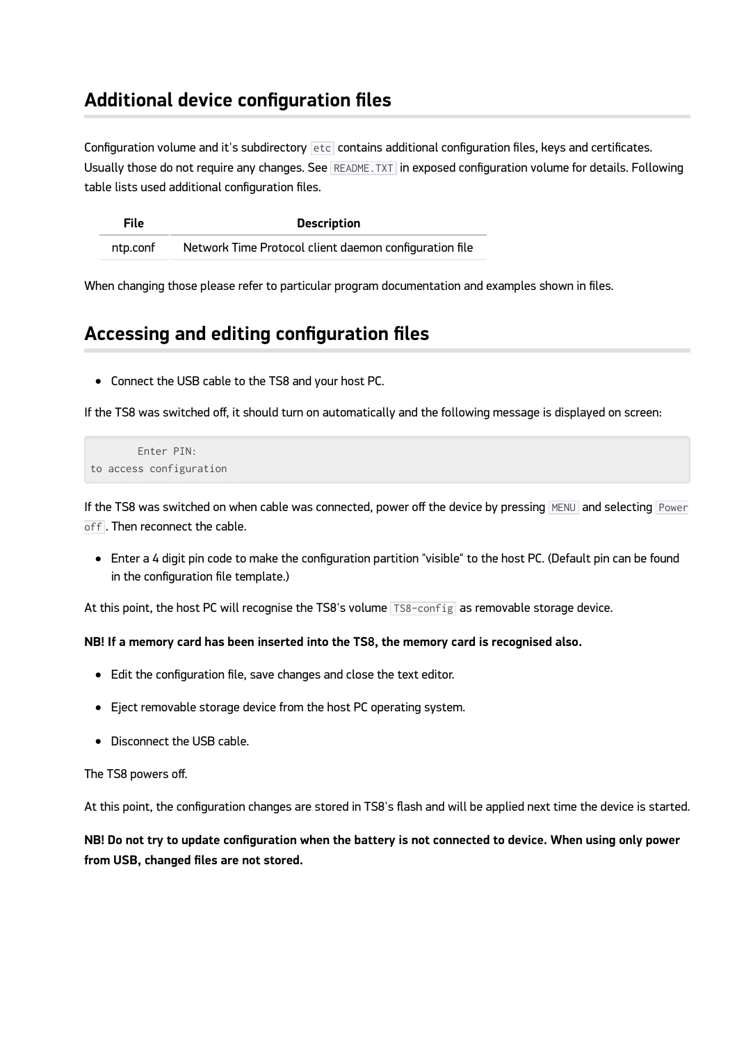## Additional device configuration files

Configuration volume and it's subdirectory `etc` contains additional configuration files, keys and certificates. Usually those do not require any changes. See `README.TXT` in exposed configuration volume for details. Following table lists used additional configuration files.

| File | Description |
| --- | --- |
| ntp.conf | Network Time Protocol client daemon configuration file |

When changing those please refer to particular program documentation and examples shown in files.

## Accessing and editing configuration files

- Connect the USB cable to the TS8 and your host PC.

If the TS8 was switched off, it should turn on automatically and the following message is displayed on screen:

```
       Enter PIN:
to access configuration
```

If the TS8 was switched on when cable was connected, power off the device by pressing `MENU` and selecting `Power off`. Then reconnect the cable.

- Enter a 4 digit pin code to make the configuration partition "visible" to the host PC. (Default pin can be found in the configuration file template.)

At this point, the host PC will recognise the TS8's volume `TS8-config` as removable storage device.

**NB! If a memory card has been inserted into the TS8, the memory card is recognised also.**

- Edit the configuration file, save changes and close the text editor.
- Eject removable storage device from the host PC operating system.
- Disconnect the USB cable.

The TS8 powers off.

At this point, the configuration changes are stored in TS8's flash and will be applied next time the device is started.

**NB! Do not try to update configuration when the battery is not connected to device. When using only power from USB, changed files are not stored.**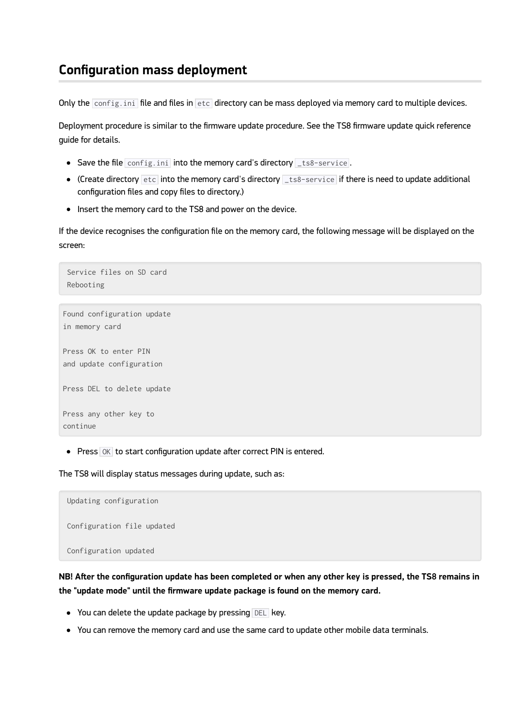## Configuration mass deployment

Only the `config.ini` file and files in `etc` directory can be mass deployed via memory card to multiple devices.

Deployment procedure is similar to the firmware update procedure. See the TS8 firmware update quick reference guide for details.

- Save the file `config.ini` into the memory card's directory `_ts8-service`.
- (Create directory `etc` into the memory card's directory `_ts8-service` if there is need to update additional configuration files and copy files to directory.)
- Insert the memory card to the TS8 and power on the device.

If the device recognises the configuration file on the memory card, the following message will be displayed on the screen:

```
Service files on SD card
Rebooting
```

```
Found configuration update
in memory card

Press OK to enter PIN
and update configuration

Press DEL to delete update

Press any other key to
continue
```

- Press `OK` to start configuration update after correct PIN is entered.

The TS8 will display status messages during update, such as:

```
Updating configuration

Configuration file updated

Configuration updated
```

**NB! After the configuration update has been completed or when any other key is pressed, the TS8 remains in the "update mode" until the firmware update package is found on the memory card.**

- You can delete the update package by pressing `DEL` key.
- You can remove the memory card and use the same card to update other mobile data terminals.